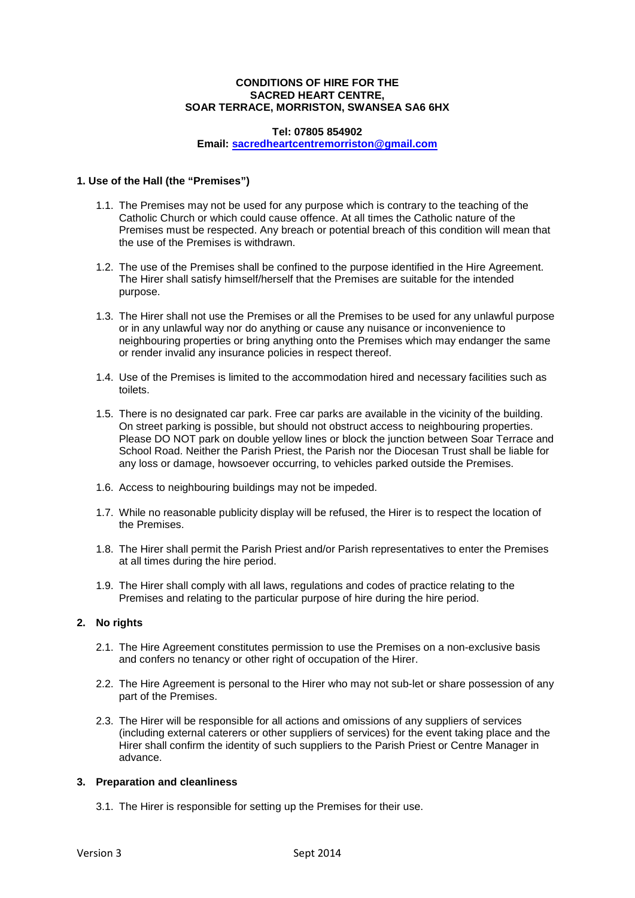**CONDITIONS OF HIRE FOR THE SACRED HEART CENTRE, SOAR TERRACE, MORRISTON, SWANSEA SA6 6HX**

**Tel: 07805 854902**
**Email: sacredheartcentremorriston@gmail.com**

## 1. Use of the Hall (the "Premises")

1.1. The Premises may not be used for any purpose which is contrary to the teaching of the Catholic Church or which could cause offence. At all times the Catholic nature of the Premises must be respected. Any breach or potential breach of this condition will mean that the use of the Premises is withdrawn.

1.2. The use of the Premises shall be confined to the purpose identified in the Hire Agreement. The Hirer shall satisfy himself/herself that the Premises are suitable for the intended purpose.

1.3. The Hirer shall not use the Premises or all the Premises to be used for any unlawful purpose or in any unlawful way nor do anything or cause any nuisance or inconvenience to neighbouring properties or bring anything onto the Premises which may endanger the same or render invalid any insurance policies in respect thereof.

1.4. Use of the Premises is limited to the accommodation hired and necessary facilities such as toilets.

1.5. There is no designated car park. Free car parks are available in the vicinity of the building. On street parking is possible, but should not obstruct access to neighbouring properties. Please DO NOT park on double yellow lines or block the junction between Soar Terrace and School Road. Neither the Parish Priest, the Parish nor the Diocesan Trust shall be liable for any loss or damage, howsoever occurring, to vehicles parked outside the Premises.

1.6. Access to neighbouring buildings may not be impeded.

1.7. While no reasonable publicity display will be refused, the Hirer is to respect the location of the Premises.

1.8. The Hirer shall permit the Parish Priest and/or Parish representatives to enter the Premises at all times during the hire period.

1.9. The Hirer shall comply with all laws, regulations and codes of practice relating to the Premises and relating to the particular purpose of hire during the hire period.

## 2. No rights

2.1. The Hire Agreement constitutes permission to use the Premises on a non-exclusive basis and confers no tenancy or other right of occupation of the Hirer.

2.2. The Hire Agreement is personal to the Hirer who may not sub-let or share possession of any part of the Premises.

2.3. The Hirer will be responsible for all actions and omissions of any suppliers of services (including external caterers or other suppliers of services) for the event taking place and the Hirer shall confirm the identity of such suppliers to the Parish Priest or Centre Manager in advance.

## 3. Preparation and cleanliness

3.1. The Hirer is responsible for setting up the Premises for their use.

Version 3 Sept 2014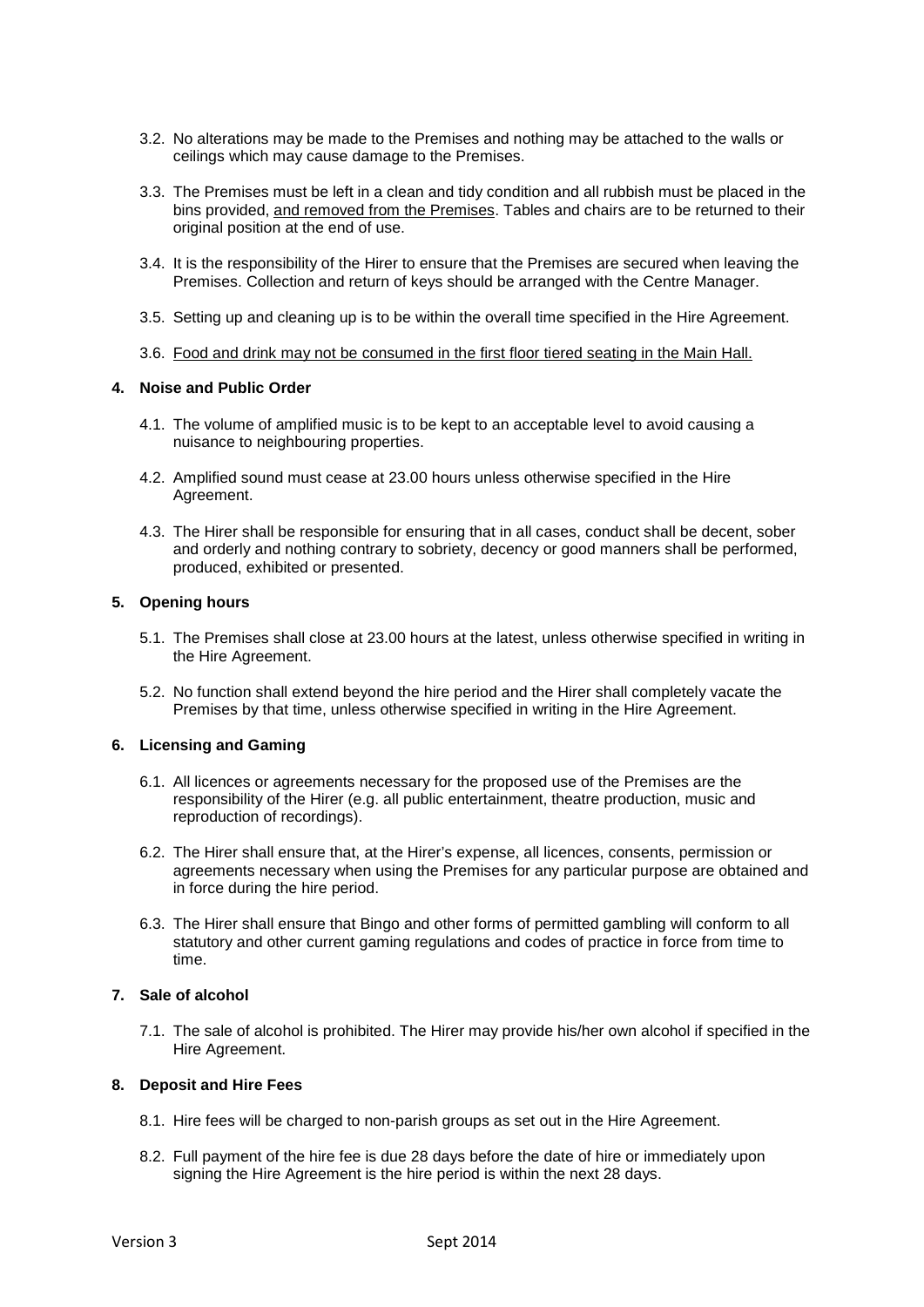3.2. No alterations may be made to the Premises and nothing may be attached to the walls or ceilings which may cause damage to the Premises.

3.3. The Premises must be left in a clean and tidy condition and all rubbish must be placed in the bins provided, <u>and removed from the Premises</u>. Tables and chairs are to be returned to their original position at the end of use.

3.4. It is the responsibility of the Hirer to ensure that the Premises are secured when leaving the Premises. Collection and return of keys should be arranged with the Centre Manager.

3.5. Setting up and cleaning up is to be within the overall time specified in the Hire Agreement.

3.6. <u>Food and drink may not be consumed in the first floor tiered seating in the Main Hall.</u>

### 4. Noise and Public Order

4.1. The volume of amplified music is to be kept to an acceptable level to avoid causing a nuisance to neighbouring properties.

4.2. Amplified sound must cease at 23.00 hours unless otherwise specified in the Hire Agreement.

4.3. The Hirer shall be responsible for ensuring that in all cases, conduct shall be decent, sober and orderly and nothing contrary to sobriety, decency or good manners shall be performed, produced, exhibited or presented.

### 5. Opening hours

5.1. The Premises shall close at 23.00 hours at the latest, unless otherwise specified in writing in the Hire Agreement.

5.2. No function shall extend beyond the hire period and the Hirer shall completely vacate the Premises by that time, unless otherwise specified in writing in the Hire Agreement.

### 6. Licensing and Gaming

6.1. All licences or agreements necessary for the proposed use of the Premises are the responsibility of the Hirer (e.g. all public entertainment, theatre production, music and reproduction of recordings).

6.2. The Hirer shall ensure that, at the Hirer's expense, all licences, consents, permission or agreements necessary when using the Premises for any particular purpose are obtained and in force during the hire period.

6.3. The Hirer shall ensure that Bingo and other forms of permitted gambling will conform to all statutory and other current gaming regulations and codes of practice in force from time to time.

### 7. Sale of alcohol

7.1. The sale of alcohol is prohibited. The Hirer may provide his/her own alcohol if specified in the Hire Agreement.

### 8. Deposit and Hire Fees

8.1. Hire fees will be charged to non-parish groups as set out in the Hire Agreement.

8.2. Full payment of the hire fee is due 28 days before the date of hire or immediately upon signing the Hire Agreement is the hire period is within the next 28 days.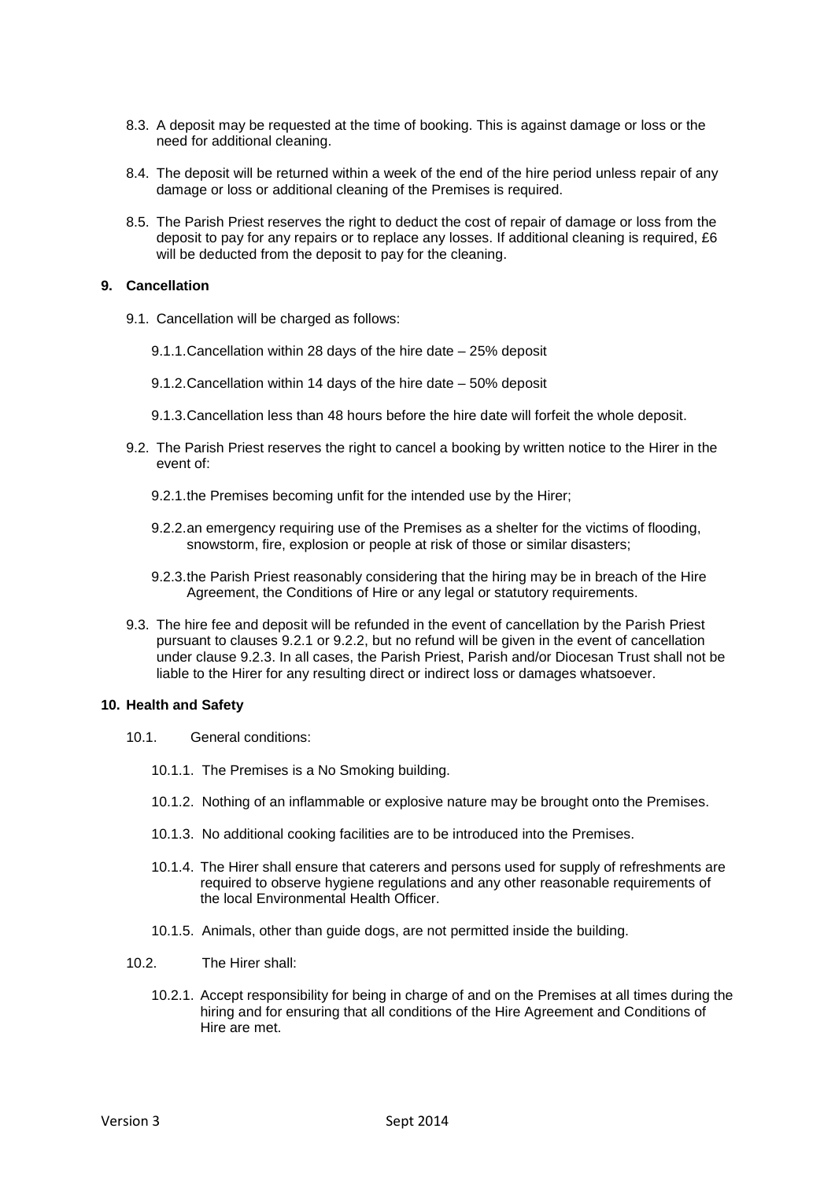8.3. A deposit may be requested at the time of booking. This is against damage or loss or the need for additional cleaning.

8.4. The deposit will be returned within a week of the end of the hire period unless repair of any damage or loss or additional cleaning of the Premises is required.

8.5. The Parish Priest reserves the right to deduct the cost of repair of damage or loss from the deposit to pay for any repairs or to replace any losses. If additional cleaning is required, £6 will be deducted from the deposit to pay for the cleaning.

## 9. Cancellation

9.1. Cancellation will be charged as follows:

9.1.1. Cancellation within 28 days of the hire date – 25% deposit

9.1.2. Cancellation within 14 days of the hire date – 50% deposit

9.1.3. Cancellation less than 48 hours before the hire date will forfeit the whole deposit.

9.2. The Parish Priest reserves the right to cancel a booking by written notice to the Hirer in the event of:

9.2.1. the Premises becoming unfit for the intended use by the Hirer;

9.2.2. an emergency requiring use of the Premises as a shelter for the victims of flooding, snowstorm, fire, explosion or people at risk of those or similar disasters;

9.2.3. the Parish Priest reasonably considering that the hiring may be in breach of the Hire Agreement, the Conditions of Hire or any legal or statutory requirements.

9.3. The hire fee and deposit will be refunded in the event of cancellation by the Parish Priest pursuant to clauses 9.2.1 or 9.2.2, but no refund will be given in the event of cancellation under clause 9.2.3. In all cases, the Parish Priest, Parish and/or Diocesan Trust shall not be liable to the Hirer for any resulting direct or indirect loss or damages whatsoever.

## 10. Health and Safety

10.1. General conditions:

10.1.1. The Premises is a No Smoking building.

10.1.2. Nothing of an inflammable or explosive nature may be brought onto the Premises.

10.1.3. No additional cooking facilities are to be introduced into the Premises.

10.1.4. The Hirer shall ensure that caterers and persons used for supply of refreshments are required to observe hygiene regulations and any other reasonable requirements of the local Environmental Health Officer.

10.1.5. Animals, other than guide dogs, are not permitted inside the building.

10.2. The Hirer shall:

10.2.1. Accept responsibility for being in charge of and on the Premises at all times during the hiring and for ensuring that all conditions of the Hire Agreement and Conditions of Hire are met.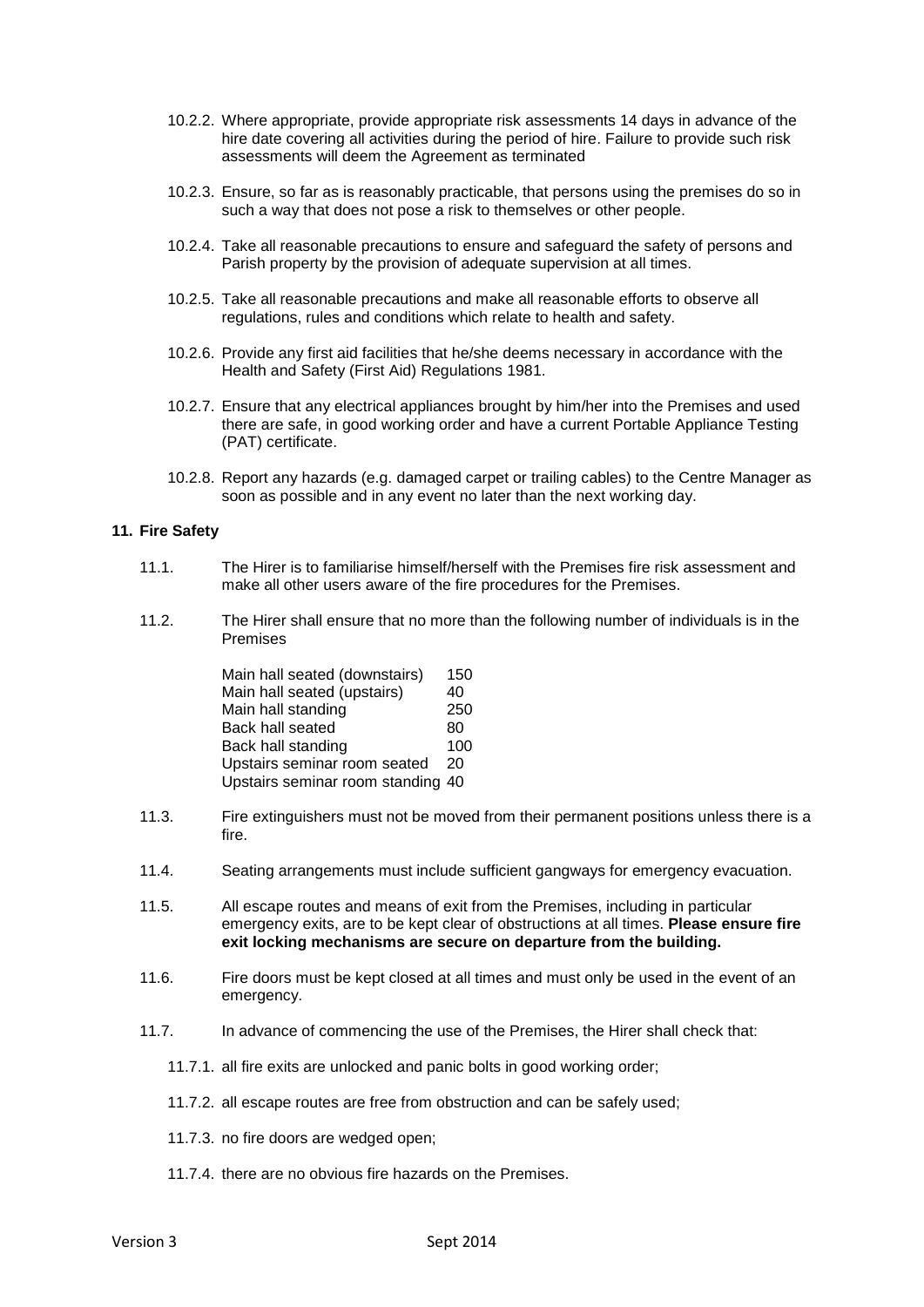10.2.2. Where appropriate, provide appropriate risk assessments 14 days in advance of the hire date covering all activities during the period of hire. Failure to provide such risk assessments will deem the Agreement as terminated

10.2.3. Ensure, so far as is reasonably practicable, that persons using the premises do so in such a way that does not pose a risk to themselves or other people.

10.2.4. Take all reasonable precautions to ensure and safeguard the safety of persons and Parish property by the provision of adequate supervision at all times.

10.2.5. Take all reasonable precautions and make all reasonable efforts to observe all regulations, rules and conditions which relate to health and safety.

10.2.6. Provide any first aid facilities that he/she deems necessary in accordance with the Health and Safety (First Aid) Regulations 1981.

10.2.7. Ensure that any electrical appliances brought by him/her into the Premises and used there are safe, in good working order and have a current Portable Appliance Testing (PAT) certificate.

10.2.8. Report any hazards (e.g. damaged carpet or trailing cables) to the Centre Manager as soon as possible and in any event no later than the next working day.

**11. Fire Safety**

11.1. The Hirer is to familiarise himself/herself with the Premises fire risk assessment and make all other users aware of the fire procedures for the Premises.

11.2. The Hirer shall ensure that no more than the following number of individuals is in the Premises

| | |
|---|---|
| Main hall seated (downstairs) | 150 |
| Main hall seated (upstairs) | 40 |
| Main hall standing | 250 |
| Back hall seated | 80 |
| Back hall standing | 100 |
| Upstairs seminar room seated | 20 |
| Upstairs seminar room standing | 40 |

11.3. Fire extinguishers must not be moved from their permanent positions unless there is a fire.

11.4. Seating arrangements must include sufficient gangways for emergency evacuation.

11.5. All escape routes and means of exit from the Premises, including in particular emergency exits, are to be kept clear of obstructions at all times. **Please ensure fire exit locking mechanisms are secure on departure from the building.**

11.6. Fire doors must be kept closed at all times and must only be used in the event of an emergency.

11.7. In advance of commencing the use of the Premises, the Hirer shall check that:

11.7.1. all fire exits are unlocked and panic bolts in good working order;

11.7.2. all escape routes are free from obstruction and can be safely used;

11.7.3. no fire doors are wedged open;

11.7.4. there are no obvious fire hazards on the Premises.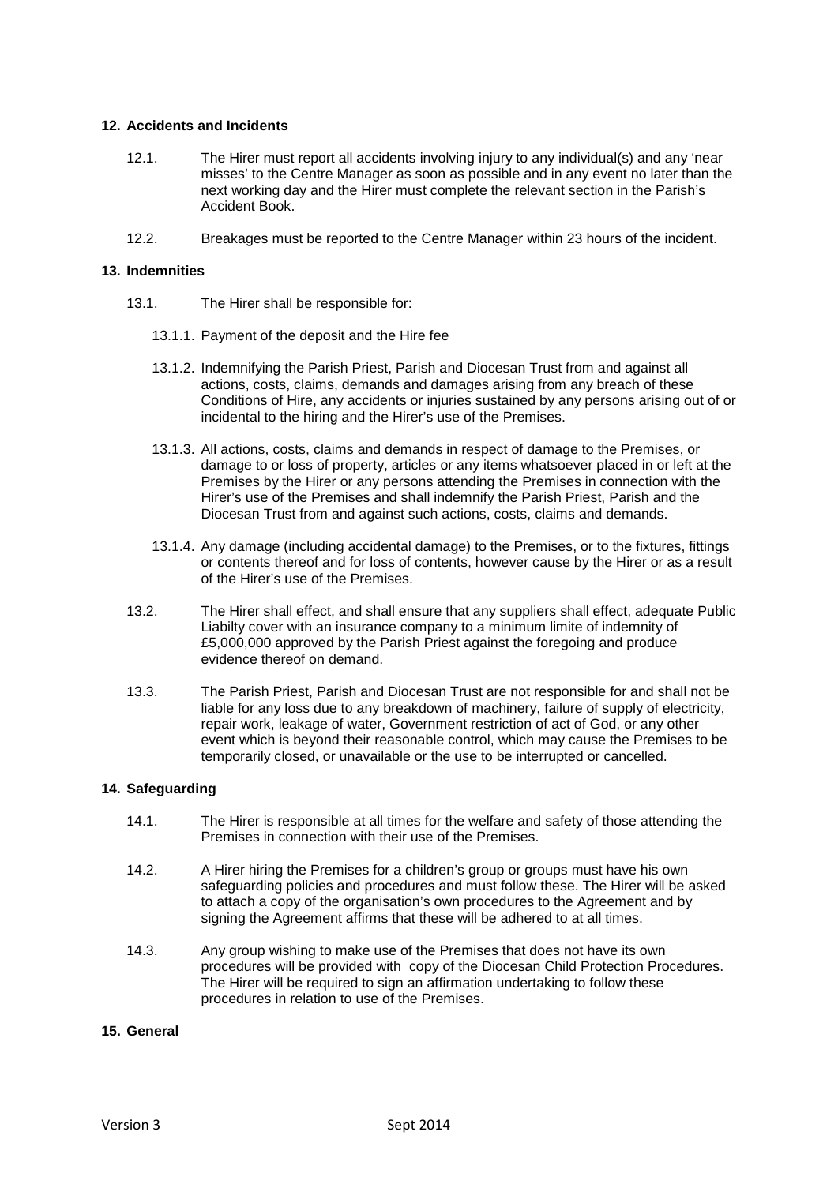## 12. Accidents and Incidents

12.1. The Hirer must report all accidents involving injury to any individual(s) and any 'near misses' to the Centre Manager as soon as possible and in any event no later than the next working day and the Hirer must complete the relevant section in the Parish's Accident Book.

12.2. Breakages must be reported to the Centre Manager within 23 hours of the incident.

## 13. Indemnities

13.1. The Hirer shall be responsible for:

13.1.1. Payment of the deposit and the Hire fee

13.1.2. Indemnifying the Parish Priest, Parish and Diocesan Trust from and against all actions, costs, claims, demands and damages arising from any breach of these Conditions of Hire, any accidents or injuries sustained by any persons arising out of or incidental to the hiring and the Hirer's use of the Premises.

13.1.3. All actions, costs, claims and demands in respect of damage to the Premises, or damage to or loss of property, articles or any items whatsoever placed in or left at the Premises by the Hirer or any persons attending the Premises in connection with the Hirer's use of the Premises and shall indemnify the Parish Priest, Parish and the Diocesan Trust from and against such actions, costs, claims and demands.

13.1.4. Any damage (including accidental damage) to the Premises, or to the fixtures, fittings or contents thereof and for loss of contents, however cause by the Hirer or as a result of the Hirer's use of the Premises.

13.2. The Hirer shall effect, and shall ensure that any suppliers shall effect, adequate Public Liabilty cover with an insurance company to a minimum limite of indemnity of £5,000,000 approved by the Parish Priest against the foregoing and produce evidence thereof on demand.

13.3. The Parish Priest, Parish and Diocesan Trust are not responsible for and shall not be liable for any loss due to any breakdown of machinery, failure of supply of electricity, repair work, leakage of water, Government restriction of act of God, or any other event which is beyond their reasonable control, which may cause the Premises to be temporarily closed, or unavailable or the use to be interrupted or cancelled.

## 14. Safeguarding

14.1. The Hirer is responsible at all times for the welfare and safety of those attending the Premises in connection with their use of the Premises.

14.2. A Hirer hiring the Premises for a children's group or groups must have his own safeguarding policies and procedures and must follow these. The Hirer will be asked to attach a copy of the organisation's own procedures to the Agreement and by signing the Agreement affirms that these will be adhered to at all times.

14.3. Any group wishing to make use of the Premises that does not have its own procedures will be provided with copy of the Diocesan Child Protection Procedures. The Hirer will be required to sign an affirmation undertaking to follow these procedures in relation to use of the Premises.

## 15. General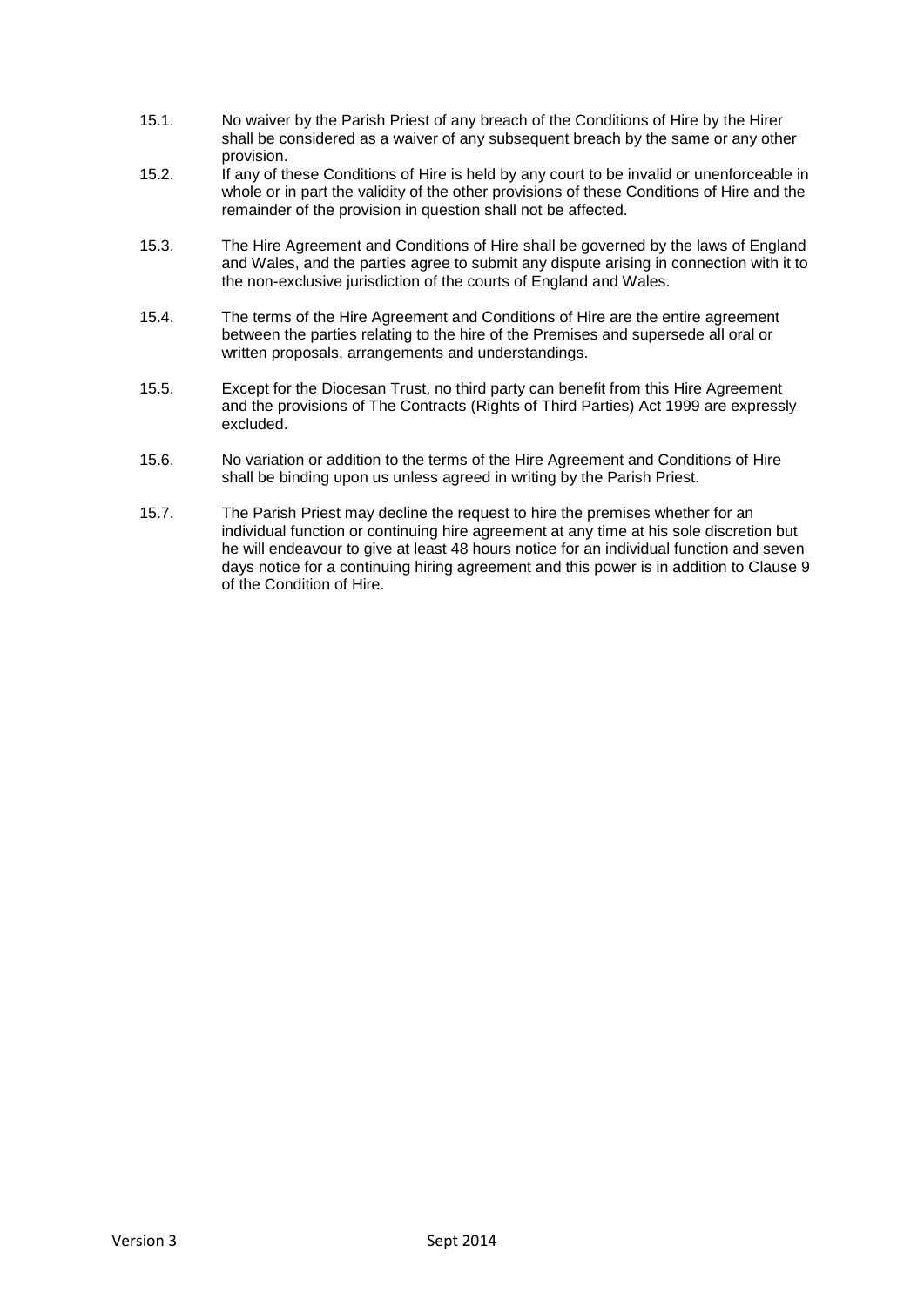15.1. No waiver by the Parish Priest of any breach of the Conditions of Hire by the Hirer shall be considered as a waiver of any subsequent breach by the same or any other provision.

15.2. If any of these Conditions of Hire is held by any court to be invalid or unenforceable in whole or in part the validity of the other provisions of these Conditions of Hire and the remainder of the provision in question shall not be affected.

15.3. The Hire Agreement and Conditions of Hire shall be governed by the laws of England and Wales, and the parties agree to submit any dispute arising in connection with it to the non-exclusive jurisdiction of the courts of England and Wales.

15.4. The terms of the Hire Agreement and Conditions of Hire are the entire agreement between the parties relating to the hire of the Premises and supersede all oral or written proposals, arrangements and understandings.

15.5. Except for the Diocesan Trust, no third party can benefit from this Hire Agreement and the provisions of The Contracts (Rights of Third Parties) Act 1999 are expressly excluded.

15.6. No variation or addition to the terms of the Hire Agreement and Conditions of Hire shall be binding upon us unless agreed in writing by the Parish Priest.

15.7. The Parish Priest may decline the request to hire the premises whether for an individual function or continuing hire agreement at any time at his sole discretion but he will endeavour to give at least 48 hours notice for an individual function and seven days notice for a continuing hiring agreement and this power is in addition to Clause 9 of the Condition of Hire.

Version 3 Sept 2014